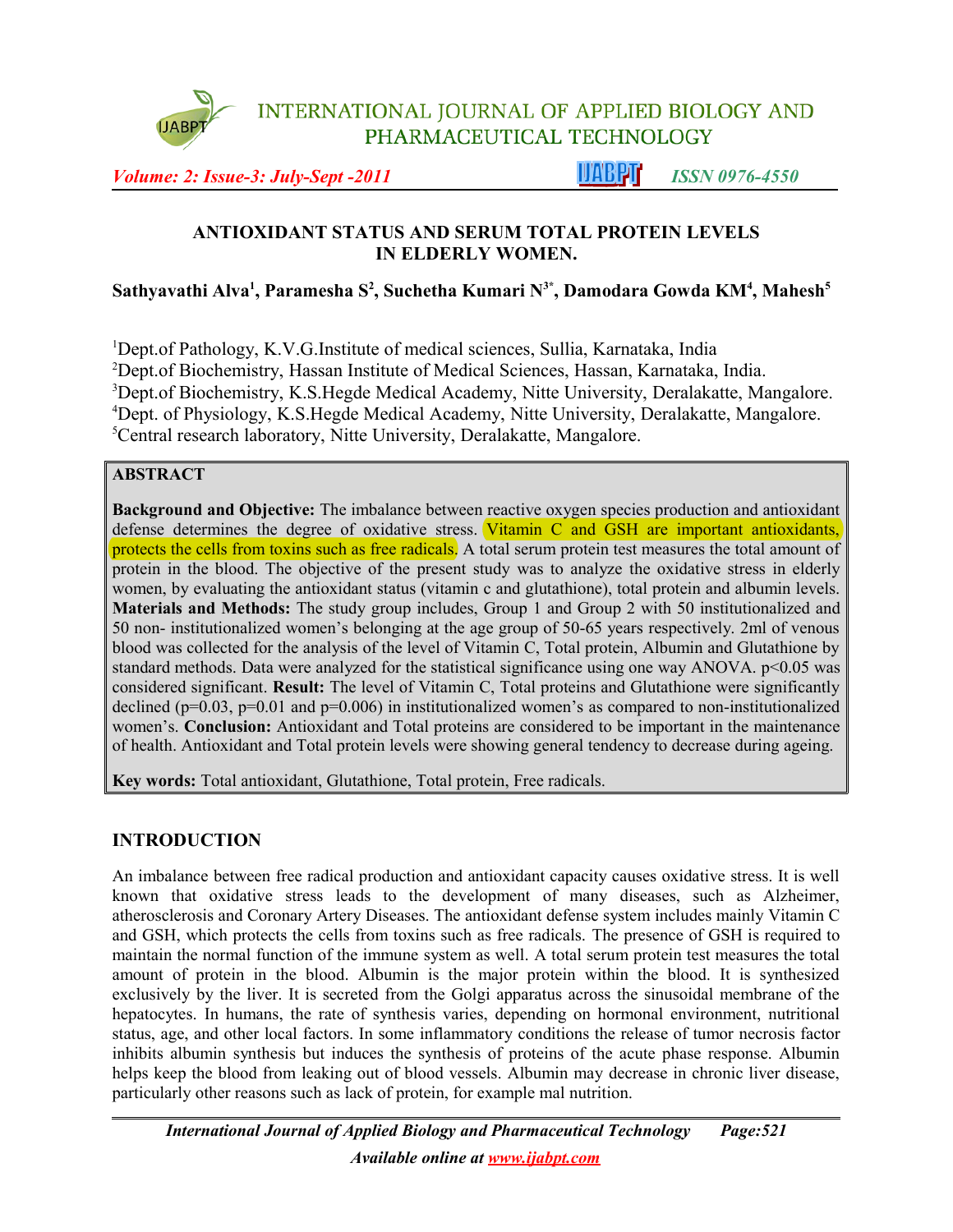# ANTIOXIDANT STATUS AND SERUM TOTAL PROTEIN LEVELS IN ELDERLY WOMEN.

**Sathyavathi Alva[1], Paramesha S[2], Suchetha Kumari N[3*], Damodara Gowda KM[4], Mahesh[5]**

[1]Dept.of Pathology, K.V.G.Institute of medical sciences, Sullia, Karnataka, India
[2]Dept.of Biochemistry, Hassan Institute of Medical Sciences, Hassan, Karnataka, India.
[3]Dept.of Biochemistry, K.S.Hegde Medical Academy, Nitte University, Deralakatte, Mangalore.
[4]Dept. of Physiology, K.S.Hegde Medical Academy, Nitte University, Deralakatte, Mangalore.
[5]Central research laboratory, Nitte University, Deralakatte, Mangalore.

## ABSTRACT

**Background and Objective:** The imbalance between reactive oxygen species production and antioxidant defense determines the degree of oxidative stress. Vitamin C and GSH are important antioxidants, protects the cells from toxins such as free radicals. A total serum protein test measures the total amount of protein in the blood. The objective of the present study was to analyze the oxidative stress in elderly women, by evaluating the antioxidant status (vitamin c and glutathione), total protein and albumin levels. **Materials and Methods:** The study group includes, Group 1 and Group 2 with 50 institutionalized and 50 non- institutionalized women's belonging at the age group of 50-65 years respectively. 2ml of venous blood was collected for the analysis of the level of Vitamin C, Total protein, Albumin and Glutathione by standard methods. Data were analyzed for the statistical significance using one way ANOVA. $p<0.05$ was considered significant. **Result:** The level of Vitamin C, Total proteins and Glutathione were significantly declined ($p=0.03$, $p=0.01$ and $p=0.006$) in institutionalized women's as compared to non-institutionalized women's. **Conclusion:** Antioxidant and Total proteins are considered to be important in the maintenance of health. Antioxidant and Total protein levels were showing general tendency to decrease during ageing.

**Key words:** Total antioxidant, Glutathione, Total protein, Free radicals.

## INTRODUCTION

An imbalance between free radical production and antioxidant capacity causes oxidative stress. It is well known that oxidative stress leads to the development of many diseases, such as Alzheimer, atherosclerosis and Coronary Artery Diseases. The antioxidant defense system includes mainly Vitamin C and GSH, which protects the cells from toxins such as free radicals. The presence of GSH is required to maintain the normal function of the immune system as well. A total serum protein test measures the total amount of protein in the blood. Albumin is the major protein within the blood. It is synthesized exclusively by the liver. It is secreted from the Golgi apparatus across the sinusoidal membrane of the hepatocytes. In humans, the rate of synthesis varies, depending on hormonal environment, nutritional status, age, and other local factors. In some inflammatory conditions the release of tumor necrosis factor inhibits albumin synthesis but induces the synthesis of proteins of the acute phase response. Albumin helps keep the blood from leaking out of blood vessels. Albumin may decrease in chronic liver disease, particularly other reasons such as lack of protein, for example mal nutrition.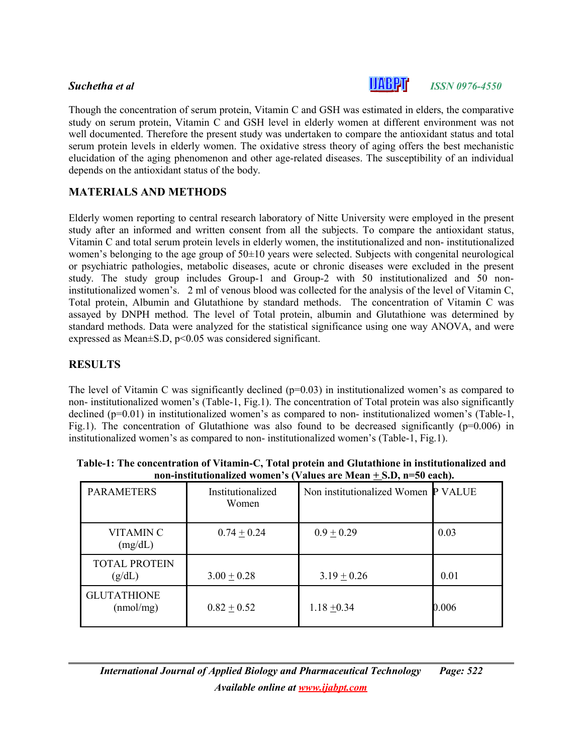Though the concentration of serum protein, Vitamin C and GSH was estimated in elders, the comparative study on serum protein, Vitamin C and GSH level in elderly women at different environment was not well documented. Therefore the present study was undertaken to compare the antioxidant status and total serum protein levels in elderly women. The oxidative stress theory of aging offers the best mechanistic elucidation of the aging phenomenon and other age-related diseases. The susceptibility of an individual depends on the antioxidant status of the body.

## MATERIALS AND METHODS

Elderly women reporting to central research laboratory of Nitte University were employed in the present study after an informed and written consent from all the subjects. To compare the antioxidant status, Vitamin C and total serum protein levels in elderly women, the institutionalized and non- institutionalized women's belonging to the age group of 50±10 years were selected. Subjects with congenital neurological or psychiatric pathologies, metabolic diseases, acute or chronic diseases were excluded in the present study. The study group includes Group-1 and Group-2 with 50 institutionalized and 50 non-institutionalized women's. 2 ml of venous blood was collected for the analysis of the level of Vitamin C, Total protein, Albumin and Glutathione by standard methods. The concentration of Vitamin C was assayed by DNPH method. The level of Total protein, albumin and Glutathione was determined by standard methods. Data were analyzed for the statistical significance using one way ANOVA, and were expressed as Mean±S.D, $p<0.05$ was considered significant.

## RESULTS

The level of Vitamin C was significantly declined ($p=0.03$) in institutionalized women's as compared to non- institutionalized women's (Table-1, Fig.1). The concentration of Total protein was also significantly declined ($p=0.01$) in institutionalized women's as compared to non- institutionalized women's (Table-1, Fig.1). The concentration of Glutathione was also found to be decreased significantly ($p=0.006$) in institutionalized women's as compared to non- institutionalized women's (Table-1, Fig.1).

**Table-1: The concentration of Vitamin-C, Total protein and Glutathione in institutionalized and non-institutionalized women's (Values are Mean ± S.D, n=50 each).**

| PARAMETERS | Institutionalized Women | Non institutionalized Women | P VALUE |
|---|---|---|---|
| VITAMIN C (mg/dL) | 0.74 ± 0.24 | 0.9 ± 0.29 | 0.03 |
| TOTAL PROTEIN (g/dL) | 3.00 ± 0.28 | 3.19 ± 0.26 | 0.01 |
| GLUTATHIONE (nmol/mg) | 0.82 ± 0.52 | 1.18 ±0.34 | 0.006 |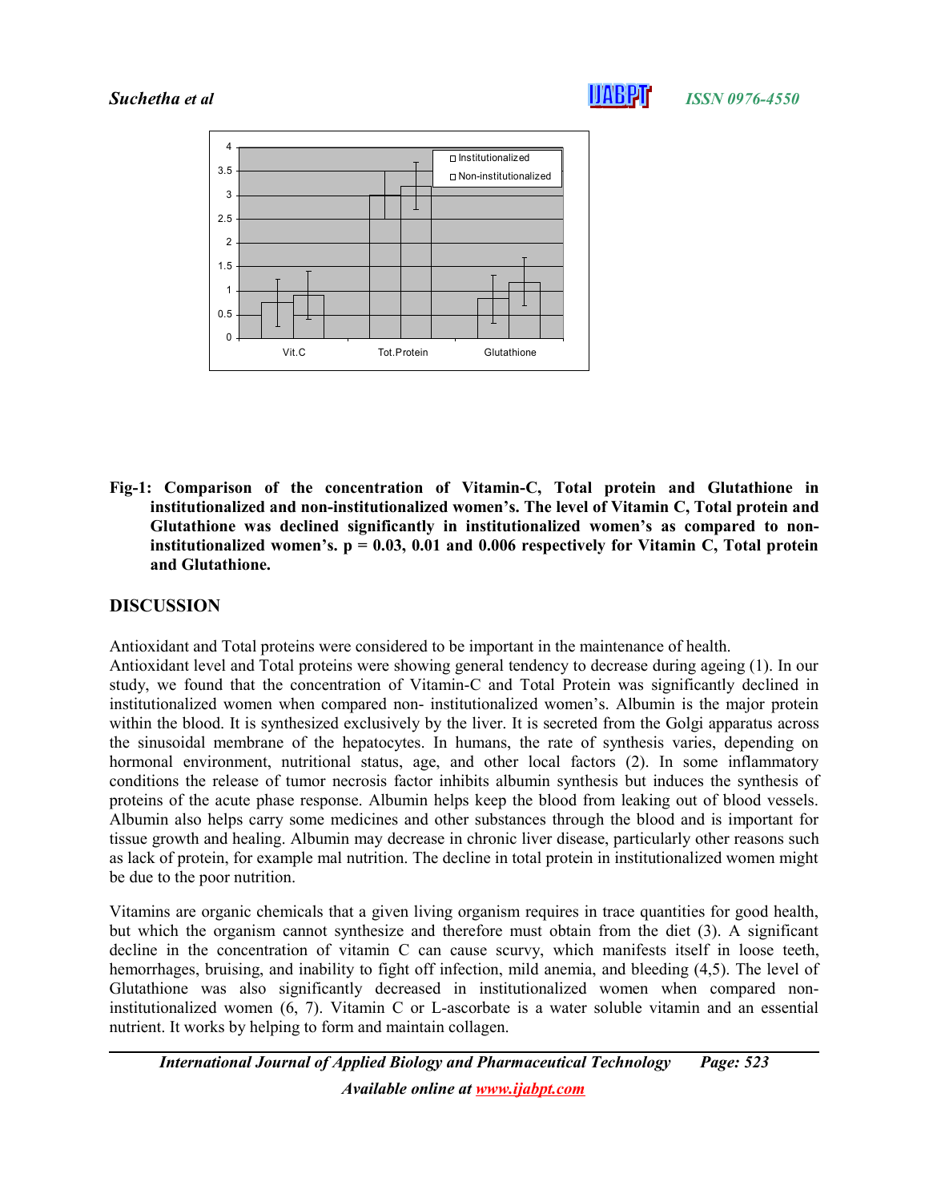**Fig-1: Comparison of the concentration of Vitamin-C, Total protein and Glutathione in institutionalized and non-institutionalized women's. The level of Vitamin C, Total protein and Glutathione was declined significantly in institutionalized women's as compared to non-institutionalized women's. p = 0.03, 0.01 and 0.006 respectively for Vitamin C, Total protein and Glutathione.**

## DISCUSSION

Antioxidant and Total proteins were considered to be important in the maintenance of health.

Antioxidant level and Total proteins were showing general tendency to decrease during ageing (1). In our study, we found that the concentration of Vitamin-C and Total Protein was significantly declined in institutionalized women when compared non- institutionalized women's. Albumin is the major protein within the blood. It is synthesized exclusively by the liver. It is secreted from the Golgi apparatus across the sinusoidal membrane of the hepatocytes. In humans, the rate of synthesis varies, depending on hormonal environment, nutritional status, age, and other local factors (2). In some inflammatory conditions the release of tumor necrosis factor inhibits albumin synthesis but induces the synthesis of proteins of the acute phase response. Albumin helps keep the blood from leaking out of blood vessels. Albumin also helps carry some medicines and other substances through the blood and is important for tissue growth and healing. Albumin may decrease in chronic liver disease, particularly other reasons such as lack of protein, for example mal nutrition. The decline in total protein in institutionalized women might be due to the poor nutrition.

Vitamins are organic chemicals that a given living organism requires in trace quantities for good health, but which the organism cannot synthesize and therefore must obtain from the diet (3). A significant decline in the concentration of vitamin C can cause scurvy, which manifests itself in loose teeth, hemorrhages, bruising, and inability to fight off infection, mild anemia, and bleeding (4,5). The level of Glutathione was also significantly decreased in institutionalized women when compared non-institutionalized women (6, 7). Vitamin C or L-ascorbate is a water soluble vitamin and an essential nutrient. It works by helping to form and maintain collagen.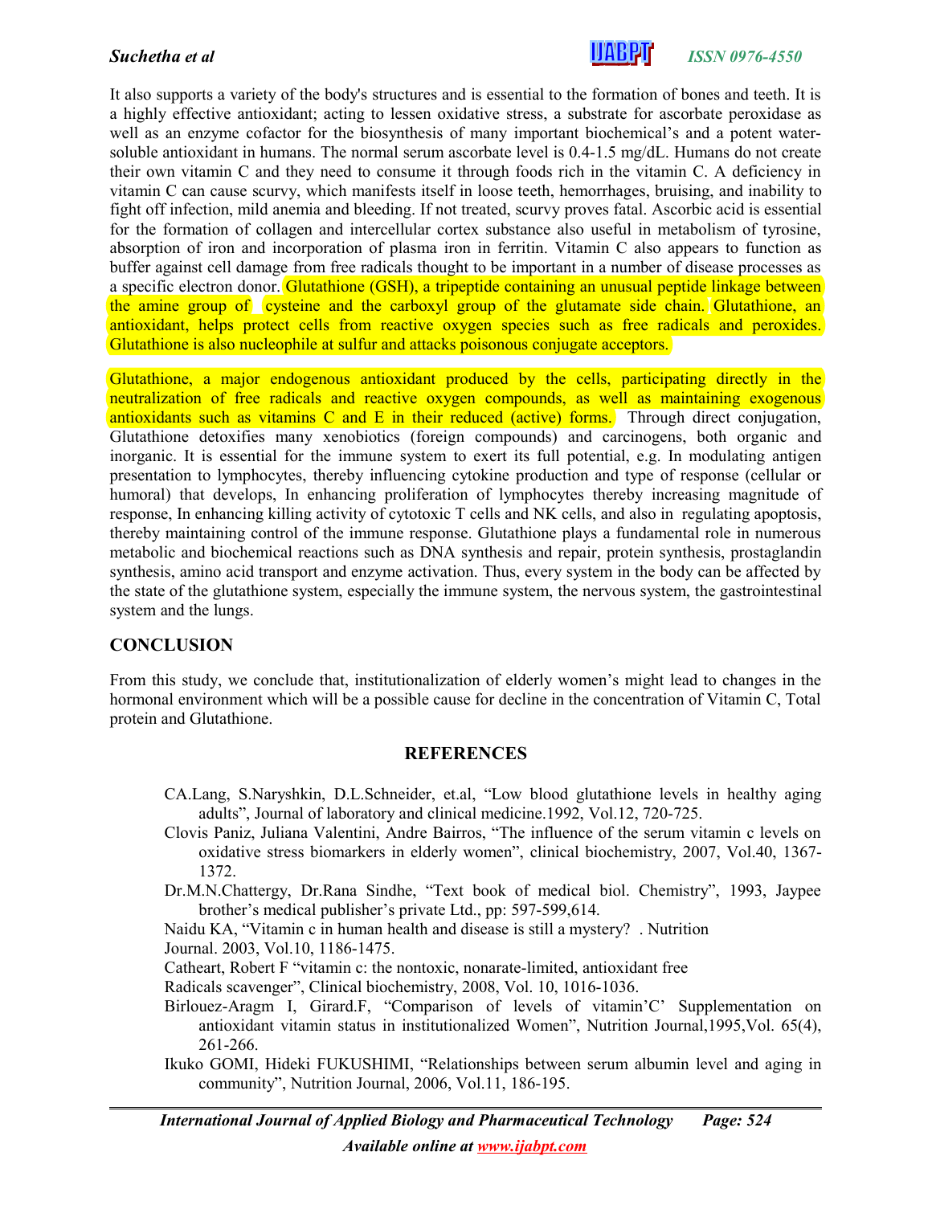It also supports a variety of the body's structures and is essential to the formation of bones and teeth. It is a highly effective antioxidant; acting to lessen oxidative stress, a substrate for ascorbate peroxidase as well as an enzyme cofactor for the biosynthesis of many important biochemical's and a potent water-soluble antioxidant in humans. The normal serum ascorbate level is 0.4-1.5 mg/dL. Humans do not create their own vitamin C and they need to consume it through foods rich in the vitamin C. A deficiency in vitamin C can cause scurvy, which manifests itself in loose teeth, hemorrhages, bruising, and inability to fight off infection, mild anemia and bleeding. If not treated, scurvy proves fatal. Ascorbic acid is essential for the formation of collagen and intercellular cortex substance also useful in metabolism of tyrosine, absorption of iron and incorporation of plasma iron in ferritin. Vitamin C also appears to function as buffer against cell damage from free radicals thought to be important in a number of disease processes as a specific electron donor. Glutathione (GSH), a tripeptide containing an unusual peptide linkage between the amine group of cysteine and the carboxyl group of the glutamate side chain. Glutathione, an antioxidant, helps protect cells from reactive oxygen species such as free radicals and peroxides. Glutathione is also nucleophile at sulfur and attacks poisonous conjugate acceptors.

Glutathione, a major endogenous antioxidant produced by the cells, participating directly in the neutralization of free radicals and reactive oxygen compounds, as well as maintaining exogenous antioxidants such as vitamins C and E in their reduced (active) forms. Through direct conjugation, Glutathione detoxifies many xenobiotics (foreign compounds) and carcinogens, both organic and inorganic. It is essential for the immune system to exert its full potential, e.g. In modulating antigen presentation to lymphocytes, thereby influencing cytokine production and type of response (cellular or humoral) that develops, In enhancing proliferation of lymphocytes thereby increasing magnitude of response, In enhancing killing activity of cytotoxic T cells and NK cells, and also in regulating apoptosis, thereby maintaining control of the immune response. Glutathione plays a fundamental role in numerous metabolic and biochemical reactions such as DNA synthesis and repair, protein synthesis, prostaglandin synthesis, amino acid transport and enzyme activation. Thus, every system in the body can be affected by the state of the glutathione system, especially the immune system, the nervous system, the gastrointestinal system and the lungs.

## CONCLUSION

From this study, we conclude that, institutionalization of elderly women's might lead to changes in the hormonal environment which will be a possible cause for decline in the concentration of Vitamin C, Total protein and Glutathione.

## REFERENCES

CA.Lang, S.Naryshkin, D.L.Schneider, et.al, "Low blood glutathione levels in healthy aging adults", Journal of laboratory and clinical medicine.1992, Vol.12, 720-725.

Clovis Paniz, Juliana Valentini, Andre Bairros, "The influence of the serum vitamin c levels on oxidative stress biomarkers in elderly women", clinical biochemistry, 2007, Vol.40, 1367-1372.

Dr.M.N.Chattergy, Dr.Rana Sindhe, "Text book of medical biol. Chemistry", 1993, Jaypee brother's medical publisher's private Ltd., pp: 597-599,614.

Naidu KA, "Vitamin c in human health and disease is still a mystery? . Nutrition Journal. 2003, Vol.10, 1186-1475.

Catheart, Robert F "vitamin c: the nontoxic, nonarate-limited, antioxidant free Radicals scavenger", Clinical biochemistry, 2008, Vol. 10, 1016-1036.

Birlouez-Aragm I, Girard.F, "Comparison of levels of vitamin'C' Supplementation on antioxidant vitamin status in institutionalized Women", Nutrition Journal,1995,Vol. 65(4), 261-266.

Ikuko GOMI, Hideki FUKUSHIMI, "Relationships between serum albumin level and aging in community", Nutrition Journal, 2006, Vol.11, 186-195.